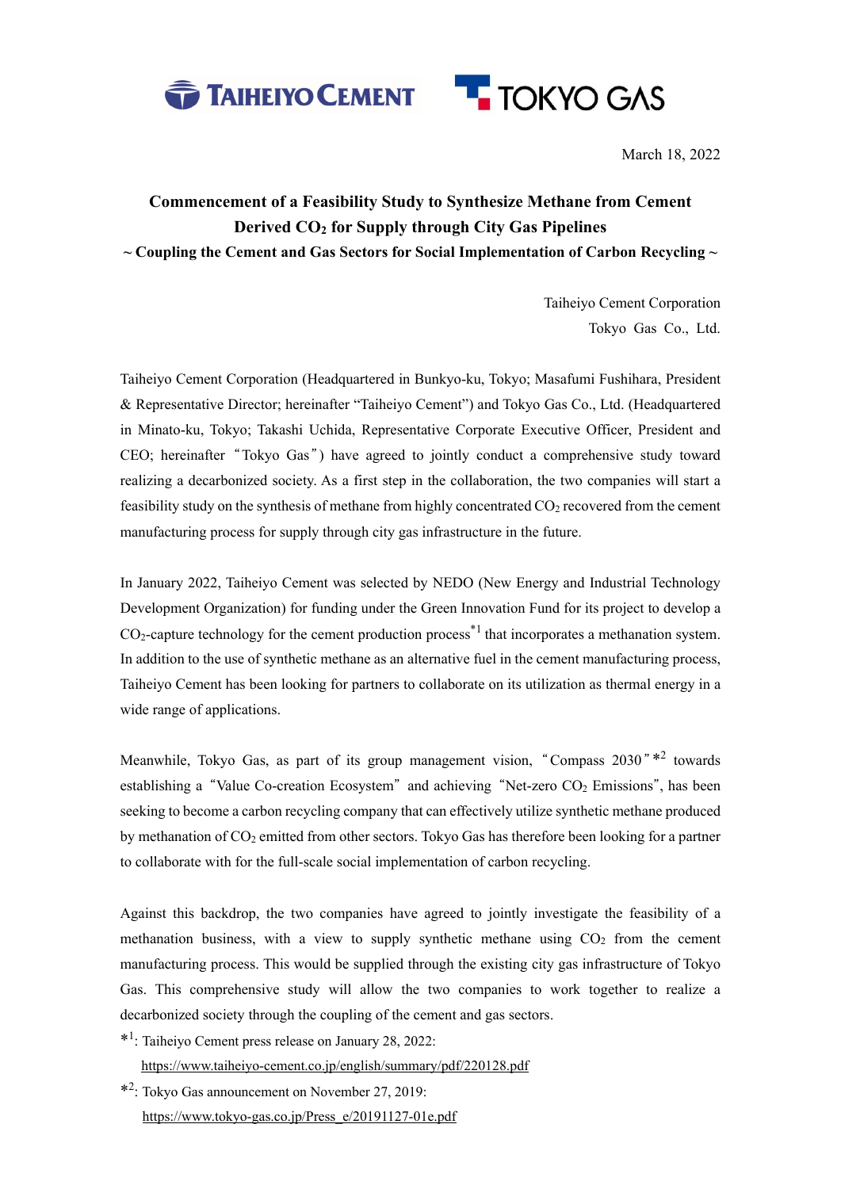TAIHEIYO CEMENT　　TOKYO GAS

March 18, 2022

# Commencement of a Feasibility Study to Synthesize Methane from Cement Derived $CO_2$ for Supply through City Gas Pipelines

## ~ Coupling the Cement and Gas Sectors for Social Implementation of Carbon Recycling ~

Taiheiyo Cement Corporation
Tokyo Gas Co., Ltd.

Taiheiyo Cement Corporation (Headquartered in Bunkyo-ku, Tokyo; Masafumi Fushihara, President & Representative Director; hereinafter "Taiheiyo Cement") and Tokyo Gas Co., Ltd. (Headquartered in Minato-ku, Tokyo; Takashi Uchida, Representative Corporate Executive Officer, President and CEO; hereinafter "Tokyo Gas") have agreed to jointly conduct a comprehensive study toward realizing a decarbonized society. As a first step in the collaboration, the two companies will start a feasibility study on the synthesis of methane from highly concentrated $CO_2$ recovered from the cement manufacturing process for supply through city gas infrastructure in the future.

In January 2022, Taiheiyo Cement was selected by NEDO (New Energy and Industrial Technology Development Organization) for funding under the Green Innovation Fund for its project to develop a $CO_2$-capture technology for the cement production process[*1] that incorporates a methanation system. In addition to the use of synthetic methane as an alternative fuel in the cement manufacturing process, Taiheiyo Cement has been looking for partners to collaborate on its utilization as thermal energy in a wide range of applications.

Meanwhile, Tokyo Gas, as part of its group management vision, "Compass 2030"[*2] towards establishing a "Value Co-creation Ecosystem" and achieving "Net-zero $CO_2$ Emissions", has been seeking to become a carbon recycling company that can effectively utilize synthetic methane produced by methanation of $CO_2$ emitted from other sectors. Tokyo Gas has therefore been looking for a partner to collaborate with for the full-scale social implementation of carbon recycling.

Against this backdrop, the two companies have agreed to jointly investigate the feasibility of a methanation business, with a view to supply synthetic methane using $CO_2$ from the cement manufacturing process. This would be supplied through the existing city gas infrastructure of Tokyo Gas. This comprehensive study will allow the two companies to work together to realize a decarbonized society through the coupling of the cement and gas sectors.

*1: Taiheiyo Cement press release on January 28, 2022:
https://www.taiheiyo-cement.co.jp/english/summary/pdf/220128.pdf

*2: Tokyo Gas announcement on November 27, 2019:
https://www.tokyo-gas.co.jp/Press_e/20191127-01e.pdf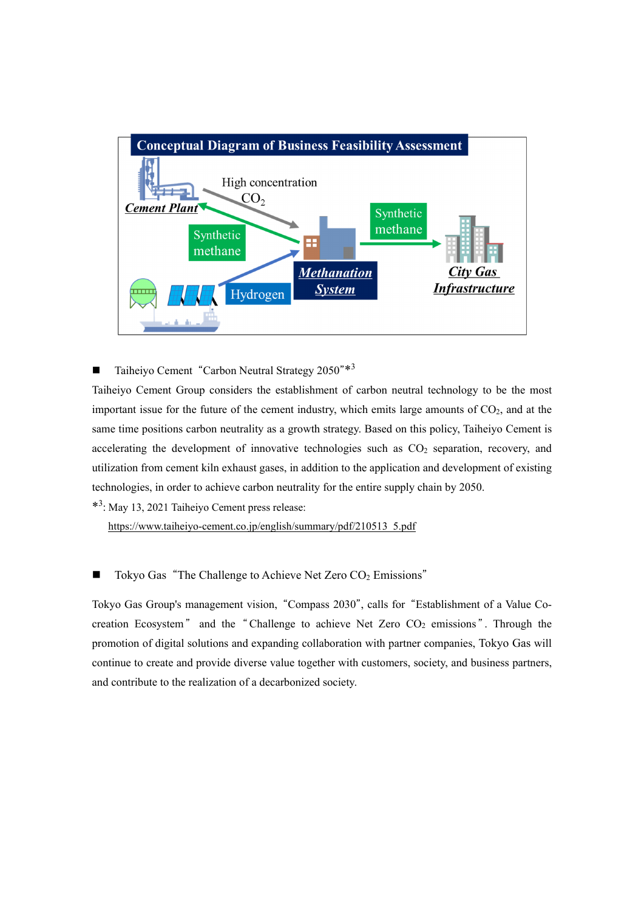Conceptual Diagram of Business Feasibility Assessment

Cement Plant

High concentration $CO_2$

Synthetic methane

Methanation System

Synthetic methane

City Gas Infrastructure

Hydrogen

■ Taiheiyo Cement “Carbon Neutral Strategy 2050”*3

Taiheiyo Cement Group considers the establishment of carbon neutral technology to be the most important issue for the future of the cement industry, which emits large amounts of $CO_2$, and at the same time positions carbon neutrality as a growth strategy. Based on this policy, Taiheiyo Cement is accelerating the development of innovative technologies such as $CO_2$ separation, recovery, and utilization from cement kiln exhaust gases, in addition to the application and development of existing technologies, in order to achieve carbon neutrality for the entire supply chain by 2050.

*3: May 13, 2021 Taiheiyo Cement press release:
https://www.taiheiyo-cement.co.jp/english/summary/pdf/210513_5.pdf

■ Tokyo Gas “The Challenge to Achieve Net Zero $CO_2$ Emissions”

Tokyo Gas Group's management vision, “Compass 2030”, calls for “Establishment of a Value Co-creation Ecosystem” and the “Challenge to achieve Net Zero $CO_2$ emissions”. Through the promotion of digital solutions and expanding collaboration with partner companies, Tokyo Gas will continue to create and provide diverse value together with customers, society, and business partners, and contribute to the realization of a decarbonized society.